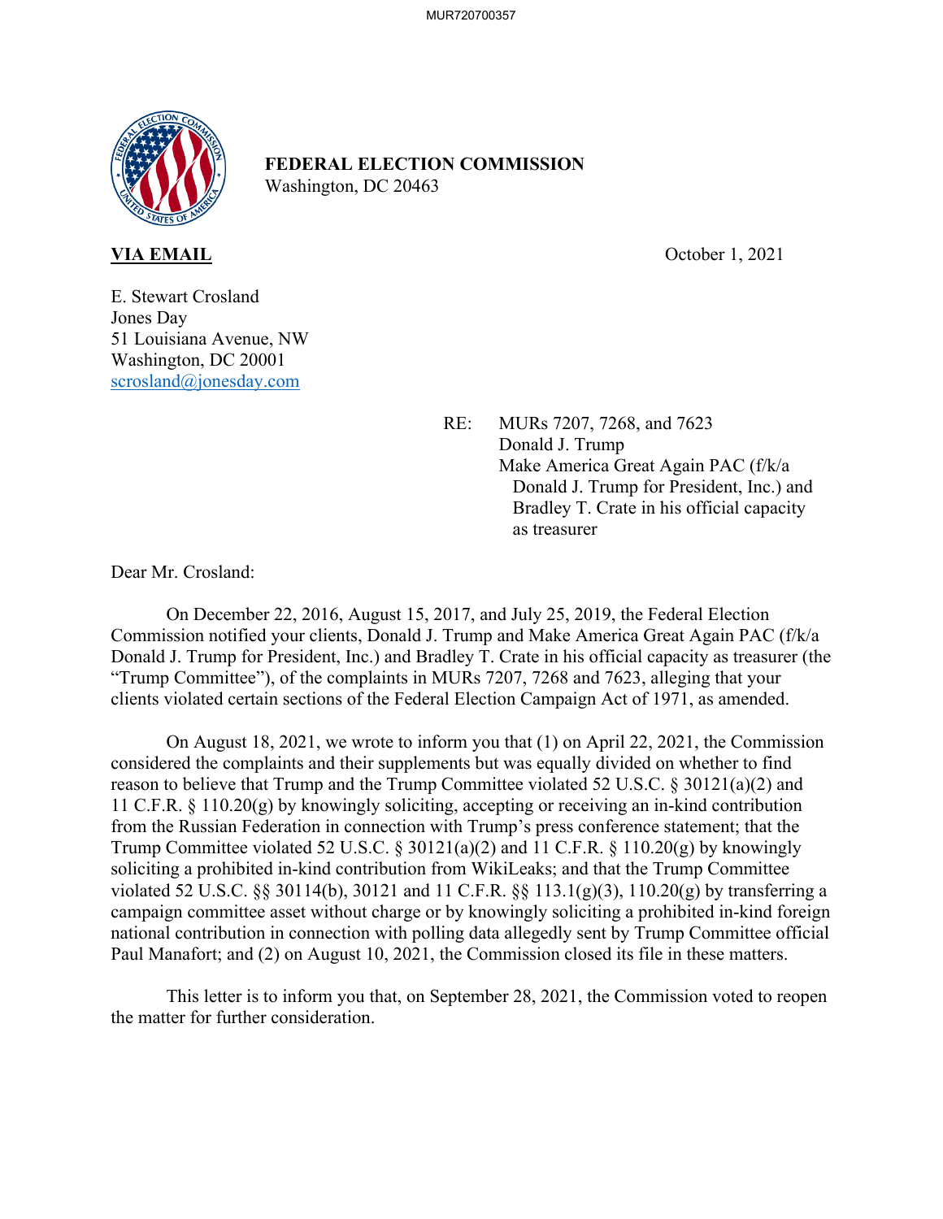**FEDERAL ELECTION COMMISSION**
Washington, DC 20463

**VIA EMAIL** October 1, 2021

E. Stewart Crosland
Jones Day
51 Louisiana Avenue, NW
Washington, DC 20001
scrosland@jonesday.com

RE: MURs 7207, 7268, and 7623
Donald J. Trump
Make America Great Again PAC (f/k/a Donald J. Trump for President, Inc.) and Bradley T. Crate in his official capacity as treasurer

Dear Mr. Crosland:

On December 22, 2016, August 15, 2017, and July 25, 2019, the Federal Election Commission notified your clients, Donald J. Trump and Make America Great Again PAC (f/k/a Donald J. Trump for President, Inc.) and Bradley T. Crate in his official capacity as treasurer (the "Trump Committee"), of the complaints in MURs 7207, 7268 and 7623, alleging that your clients violated certain sections of the Federal Election Campaign Act of 1971, as amended.

On August 18, 2021, we wrote to inform you that (1) on April 22, 2021, the Commission considered the complaints and their supplements but was equally divided on whether to find reason to believe that Trump and the Trump Committee violated 52 U.S.C. § 30121(a)(2) and 11 C.F.R. § 110.20(g) by knowingly soliciting, accepting or receiving an in-kind contribution from the Russian Federation in connection with Trump's press conference statement; that the Trump Committee violated 52 U.S.C. § 30121(a)(2) and 11 C.F.R. § 110.20(g) by knowingly soliciting a prohibited in-kind contribution from WikiLeaks; and that the Trump Committee violated 52 U.S.C. §§ 30114(b), 30121 and 11 C.F.R. §§ 113.1(g)(3), 110.20(g) by transferring a campaign committee asset without charge or by knowingly soliciting a prohibited in-kind foreign national contribution in connection with polling data allegedly sent by Trump Committee official Paul Manafort; and (2) on August 10, 2021, the Commission closed its file in these matters.

This letter is to inform you that, on September 28, 2021, the Commission voted to reopen the matter for further consideration.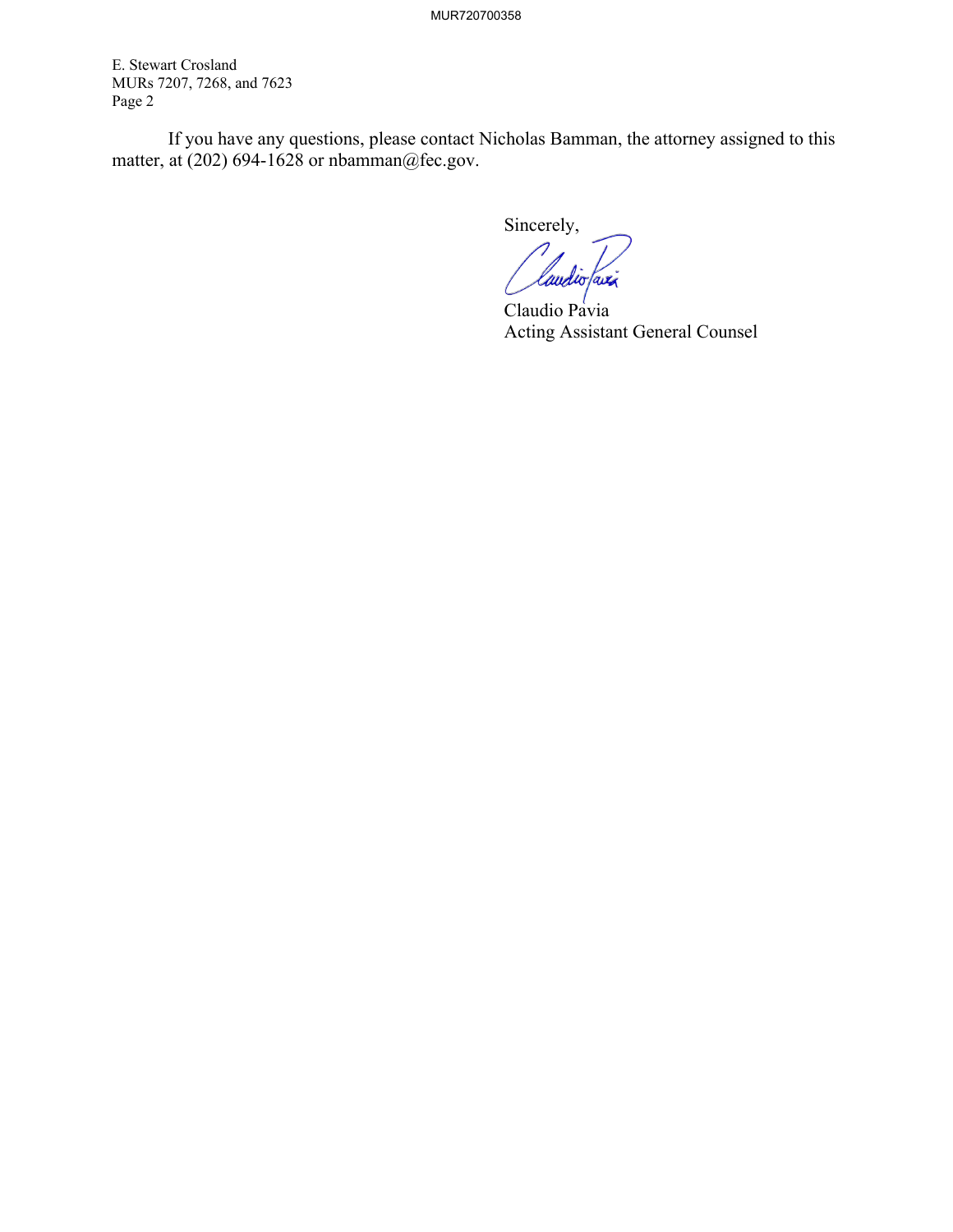E. Stewart Crosland
MURs 7207, 7268, and 7623
Page 2

If you have any questions, please contact Nicholas Bamman, the attorney assigned to this matter, at (202) 694-1628 or nbamman@fec.gov.

Sincerely,

Claudio Pavia
Acting Assistant General Counsel